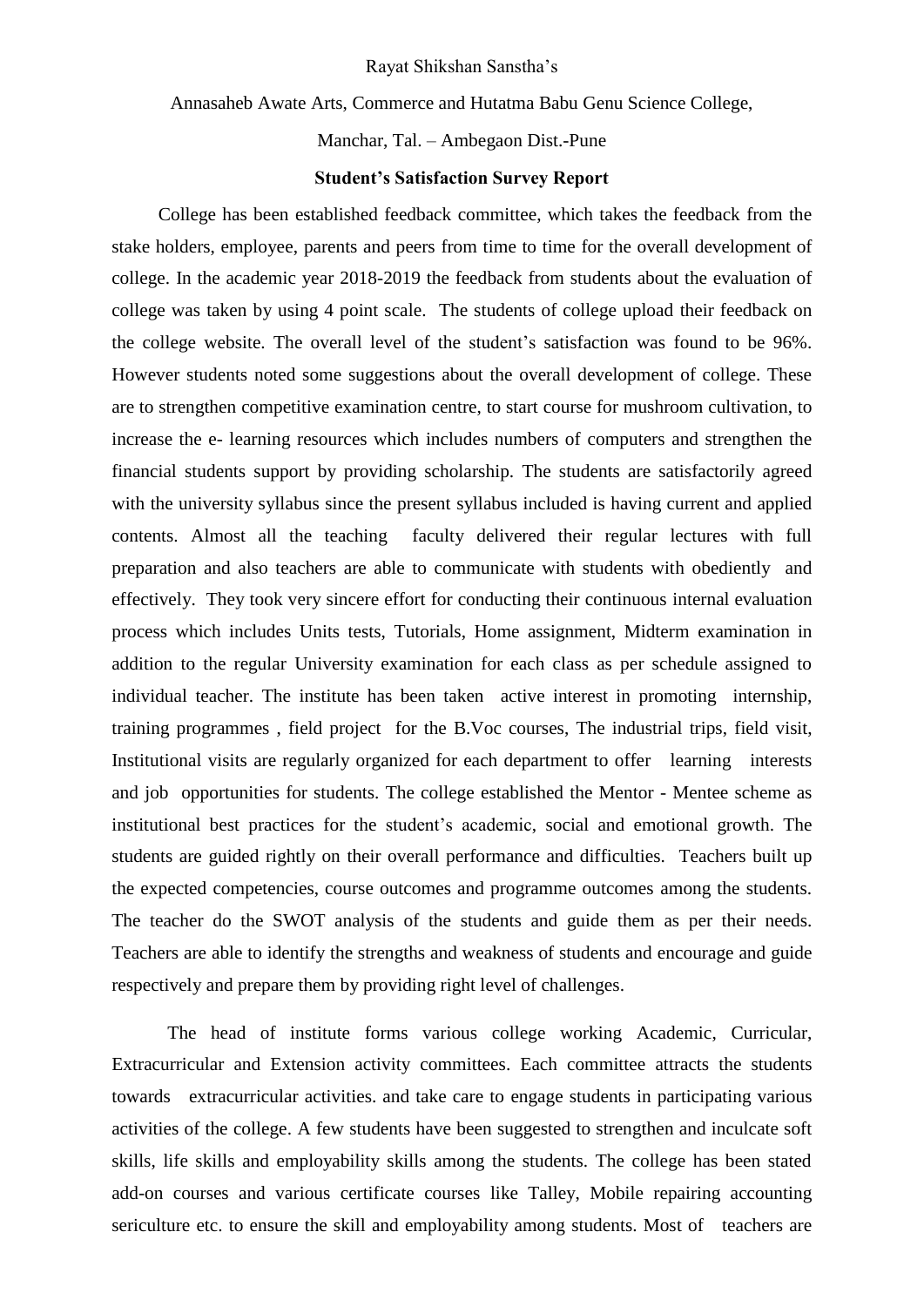Rayat Shikshan Sanstha's

Annasaheb Awate Arts, Commerce and Hutatma Babu Genu Science College,

Manchar, Tal. – Ambegaon Dist.-Pune

**Student's Satisfaction Survey Report**

College has been established feedback committee, which takes the feedback from the stake holders, employee, parents and peers from time to time for the overall development of college. In the academic year 2018-2019 the feedback from students about the evaluation of college was taken by using 4 point scale. The students of college upload their feedback on the college website. The overall level of the student's satisfaction was found to be 96%. However students noted some suggestions about the overall development of college. These are to strengthen competitive examination centre, to start course for mushroom cultivation, to increase the e- learning resources which includes numbers of computers and strengthen the financial students support by providing scholarship. The students are satisfactorily agreed with the university syllabus since the present syllabus included is having current and applied contents. Almost all the teaching faculty delivered their regular lectures with full preparation and also teachers are able to communicate with students with obediently and effectively. They took very sincere effort for conducting their continuous internal evaluation process which includes Units tests, Tutorials, Home assignment, Midterm examination in addition to the regular University examination for each class as per schedule assigned to individual teacher. The institute has been taken active interest in promoting internship, training programmes , field project for the B.Voc courses, The industrial trips, field visit, Institutional visits are regularly organized for each department to offer learning interests and job opportunities for students. The college established the Mentor - Mentee scheme as institutional best practices for the student's academic, social and emotional growth. The students are guided rightly on their overall performance and difficulties. Teachers built up the expected competencies, course outcomes and programme outcomes among the students. The teacher do the SWOT analysis of the students and guide them as per their needs. Teachers are able to identify the strengths and weakness of students and encourage and guide respectively and prepare them by providing right level of challenges.

The head of institute forms various college working Academic, Curricular, Extracurricular and Extension activity committees. Each committee attracts the students towards extracurricular activities. and take care to engage students in participating various activities of the college. A few students have been suggested to strengthen and inculcate soft skills, life skills and employability skills among the students. The college has been stated add-on courses and various certificate courses like Talley, Mobile repairing accounting sericulture etc. to ensure the skill and employability among students. Most of teachers are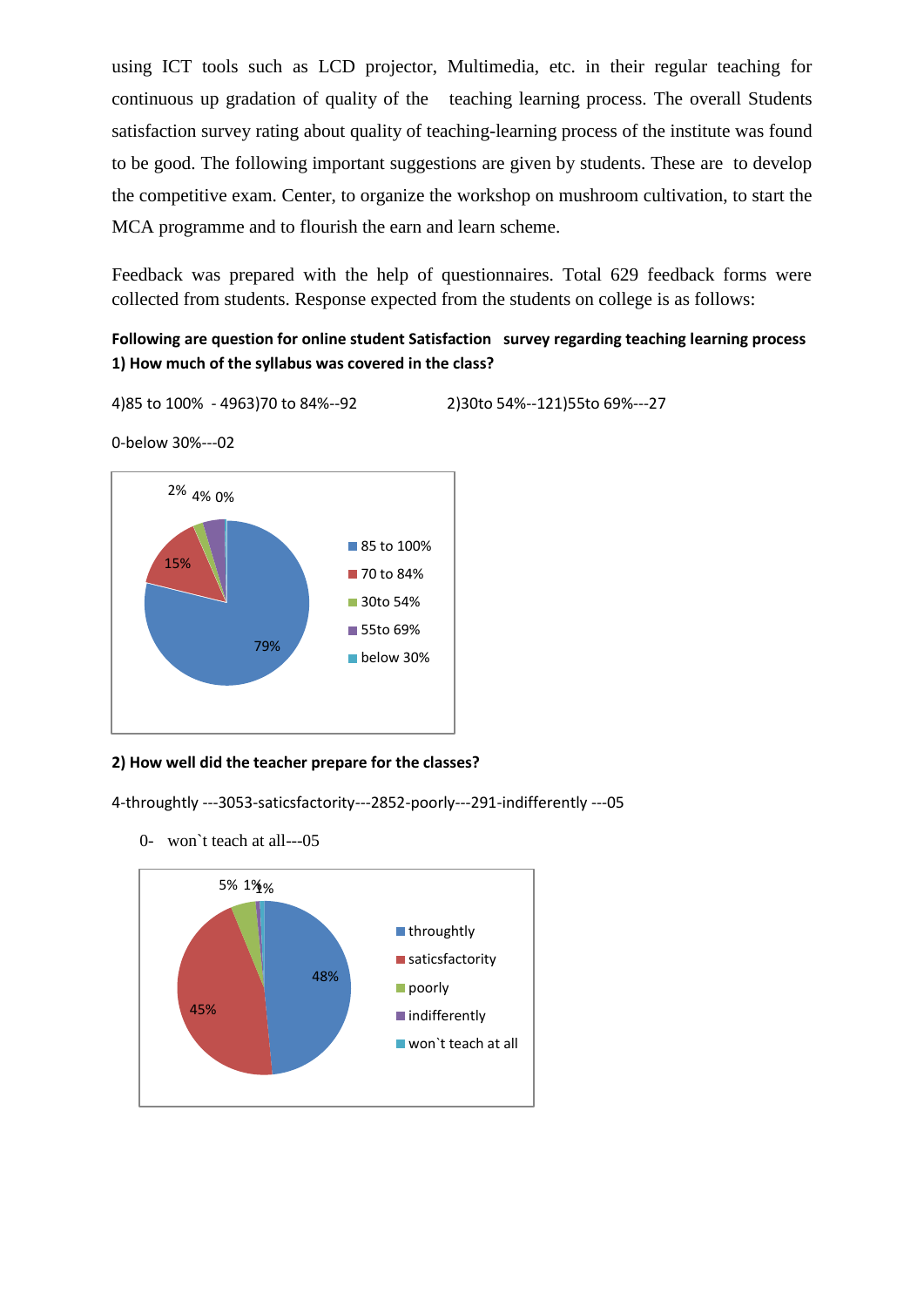using ICT tools such as LCD projector, Multimedia, etc. in their regular teaching for continuous up gradation of quality of the teaching learning process. The overall Students satisfaction survey rating about quality of teaching-learning process of the institute was found to be good. The following important suggestions are given by students. These are to develop the competitive exam. Center, to organize the workshop on mushroom cultivation, to start the MCA programme and to flourish the earn and learn scheme.

Feedback was prepared with the help of questionnaires. Total 629 feedback forms were collected from students. Response expected from the students on college is as follows:

**Following are question for online student Satisfaction survey regarding teaching learning process**
**1) How much of the syllabus was covered in the class?**

4)85 to 100% - 4963)70 to 84%--92 2)30to 54%--121)55to 69%---27

0-below 30%---02

2% 4% 0%

15%

79%

- 85 to 100%
- 70 to 84%
- 30to 54%
- 55to 69%
- below 30%

**2) How well did the teacher prepare for the classes?**

4-throughtly ---3053-saticsfactority---2852-poorly---291-indifferently ---05

0- won`t teach at all---05

5% 1% 1%

48%

45%

- throughtly
- saticsfactority
- poorly
- indifferently
- won`t teach at all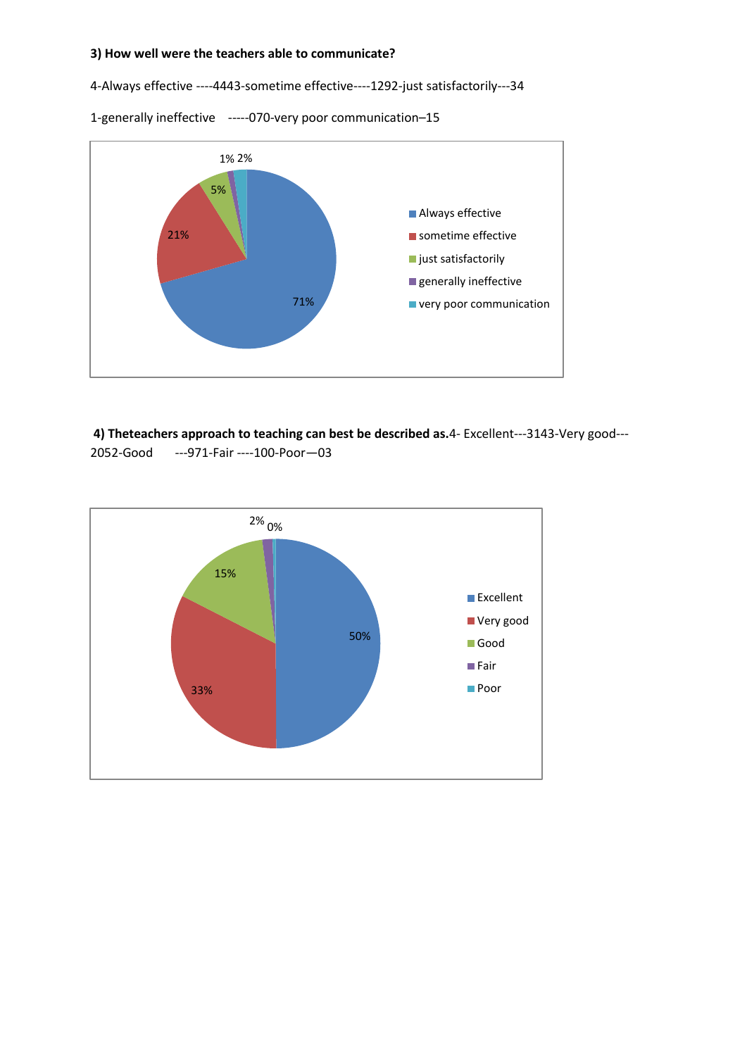**3) How well were the teachers able to communicate?**

4-Always effective ----4443-sometime effective----1292-just satisfactorily---34

1-generally ineffective -----070-very poor communication–15

**4) Theteachers approach to teaching can best be described as.**4- Excellent---3143-Very good---2052-Good ---971-Fair ----100-Poor—03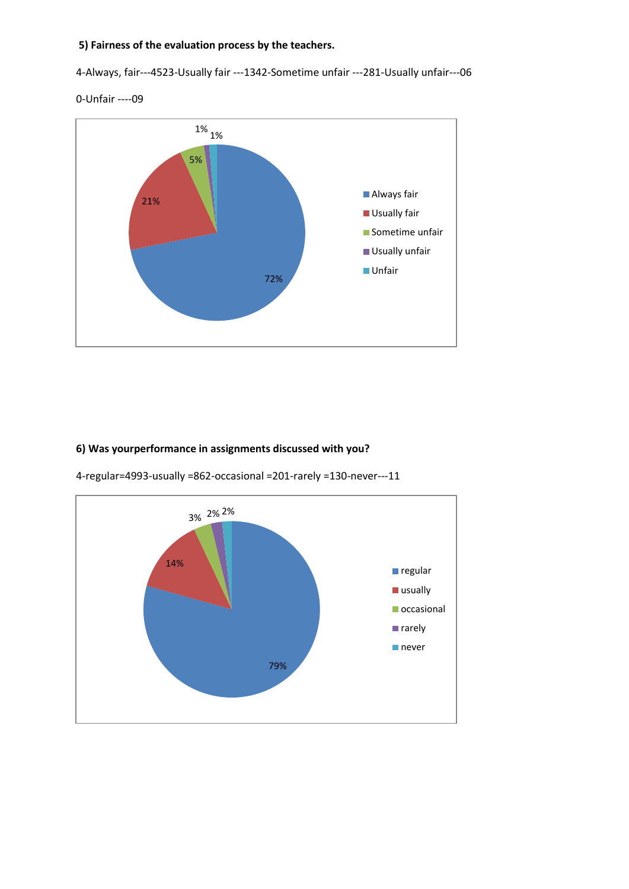**5) Fairness of the evaluation process by the teachers.**

4-Always, fair---4523-Usually fair ---1342-Sometime unfair ---281-Usually unfair---06

0-Unfair ----09

**6) Was yourperformance in assignments discussed with you?**

4-regular=4993-usually =862-occasional =201-rarely =130-never---11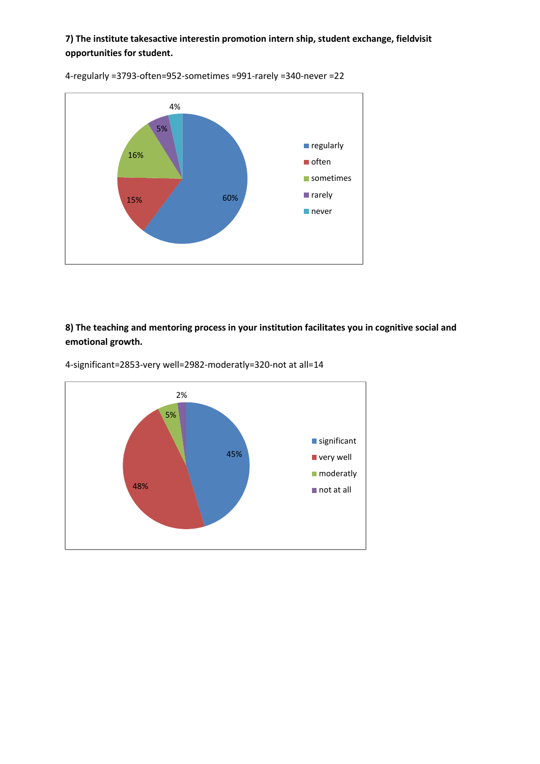**7) The institute takesactive interestin promotion intern ship, student exchange, fieldvisit opportunities for student.**

4-regularly =3793-often=952-sometimes =991-rarely =340-never =22

**8) The teaching and mentoring process in your institution facilitates you in cognitive social and emotional growth.**

4-significant=2853-very well=2982-moderatly=320-not at all=14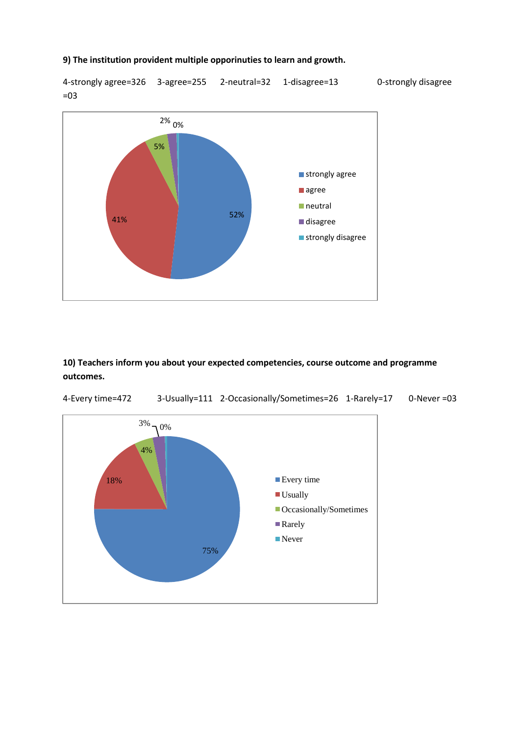**9) The institution provident multiple opporinuties to learn and growth.**

4-strongly agree=326 3-agree=255 2-neutral=32 1-disagree=13 0-strongly disagree =03

**10) Teachers inform you about your expected competencies, course outcome and programme outcomes.**

4-Every time=472 3-Usually=111 2-Occasionally/Sometimes=26 1-Rarely=17 0-Never =03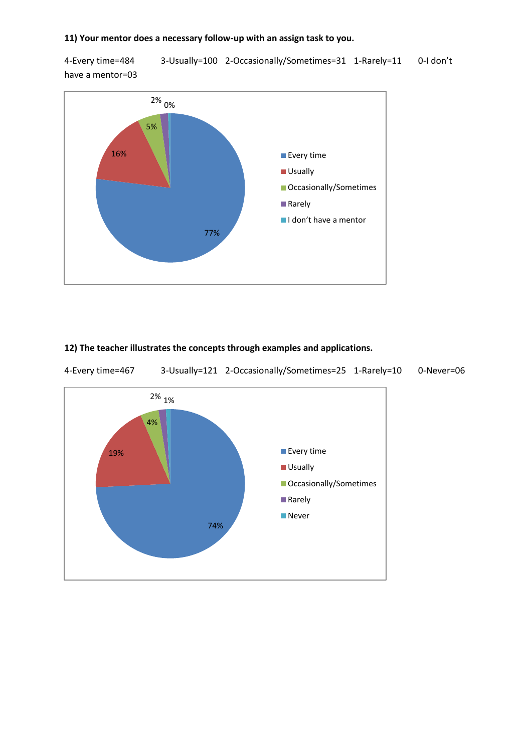**11) Your mentor does a necessary follow-up with an assign task to you.**

4-Every time=484 3-Usually=100 2-Occasionally/Sometimes=31 1-Rarely=11 0-I don't have a mentor=03

**12) The teacher illustrates the concepts through examples and applications.**

4-Every time=467 3-Usually=121 2-Occasionally/Sometimes=25 1-Rarely=10 0-Never=06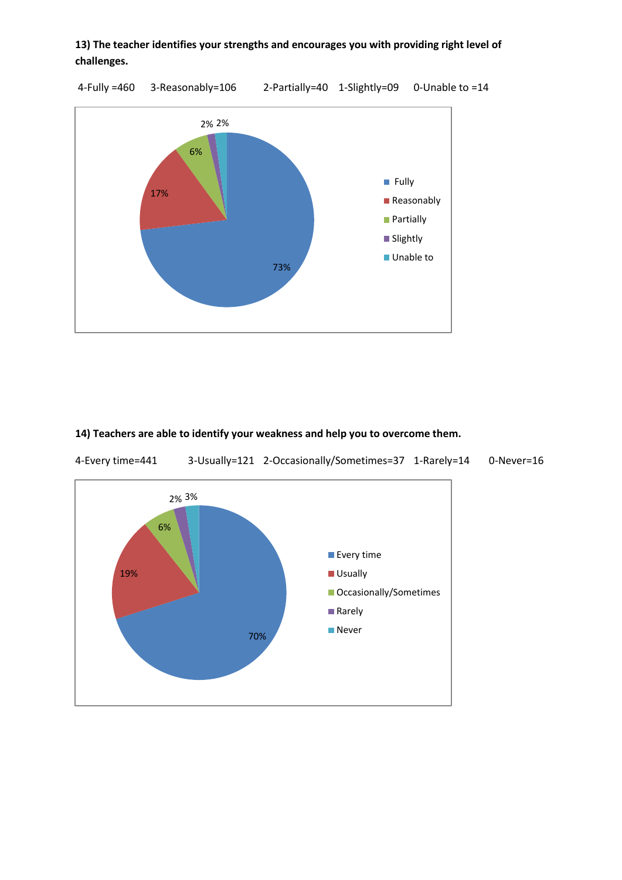**13) The teacher identifies your strengths and encourages you with providing right level of challenges.**

4-Fully =460 3-Reasonably=106 2-Partially=40 1-Slightly=09 0-Unable to =14

| Response | Percentage |
|---|---|
| Fully | 73% |
| Reasonably | 17% |
| Partially | 6% |
| Slightly | 2% |
| Unable to | 2% |

**14) Teachers are able to identify your weakness and help you to overcome them.**

4-Every time=441 3-Usually=121 2-Occasionally/Sometimes=37 1-Rarely=14 0-Never=16

| Response | Percentage |
|---|---|
| Every time | 70% |
| Usually | 19% |
| Occasionally/Sometimes | 6% |
| Rarely | 2% |
| Never | 3% |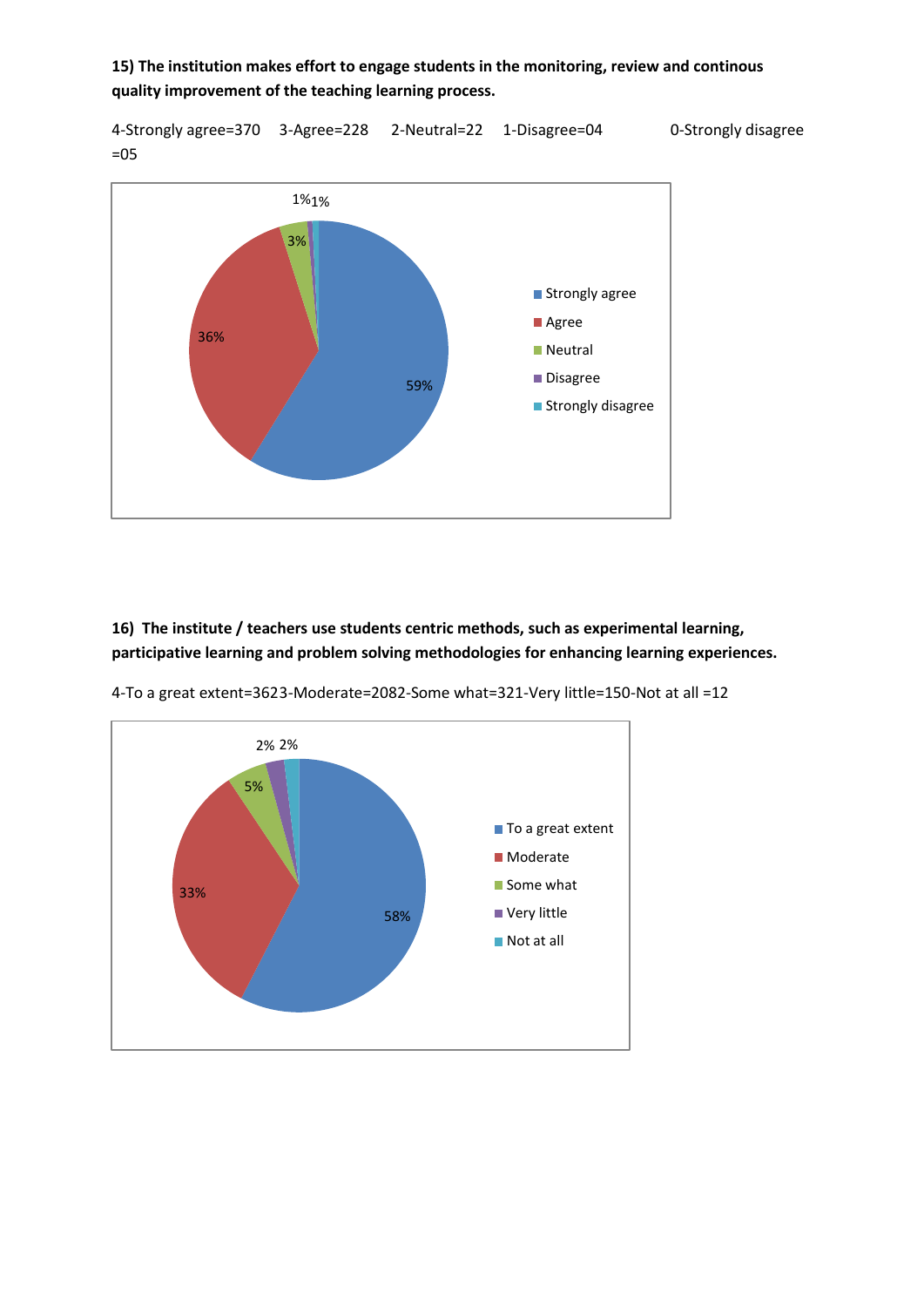**15) The institution makes effort to engage students in the monitoring, review and continous quality improvement of the teaching learning process.**

4-Strongly agree=370 3-Agree=228 2-Neutral=22 1-Disagree=04 0-Strongly disagree =05

1% 1%

3%

36%

59%

- Strongly agree
- Agree
- Neutral
- Disagree
- Strongly disagree

**16) The institute / teachers use students centric methods, such as experimental learning, participative learning and problem solving methodologies for enhancing learning experiences.**

4-To a great extent=3623-Moderate=2082-Some what=321-Very little=150-Not at all =12

2% 2%

5%

33%

58%

- To a great extent
- Moderate
- Some what
- Very little
- Not at all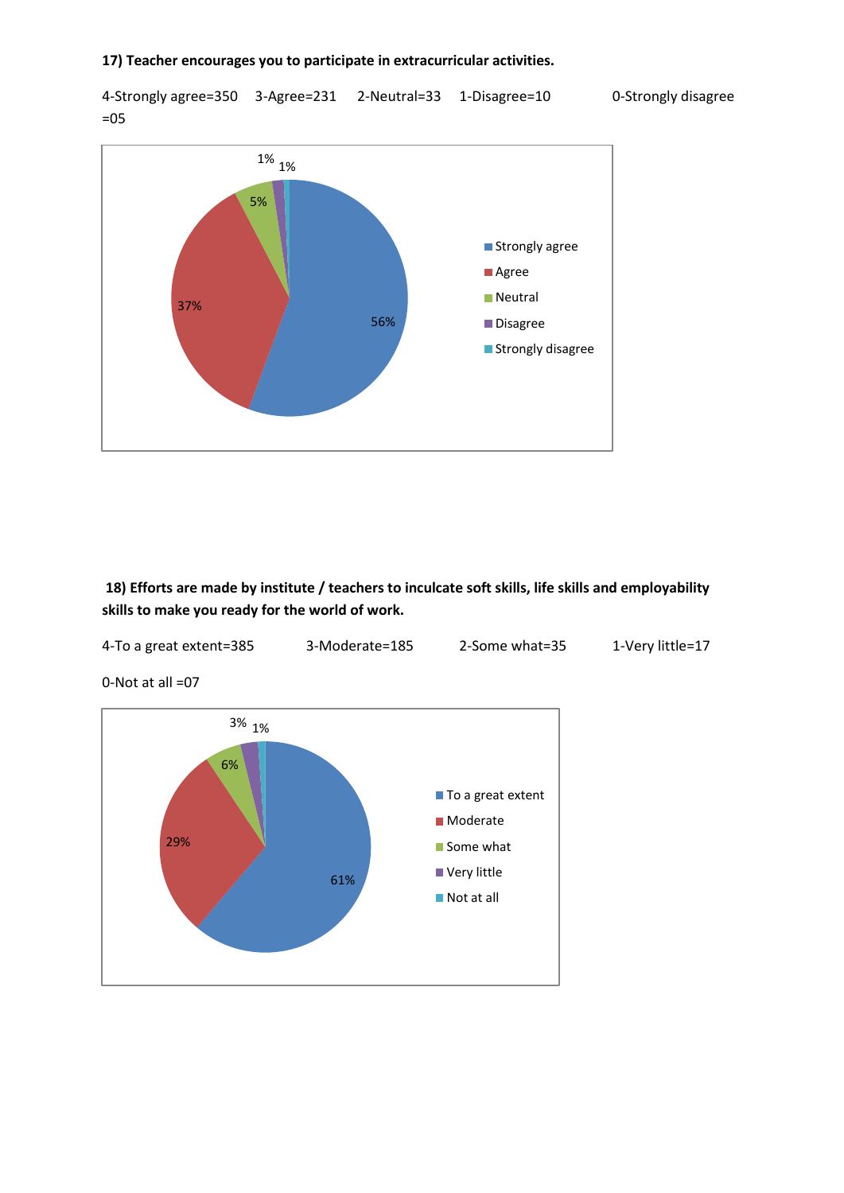**17) Teacher encourages you to participate in extracurricular activities.**

4-Strongly agree=350 3-Agree=231 2-Neutral=33 1-Disagree=10 0-Strongly disagree =05

**18) Efforts are made by institute / teachers to inculcate soft skills, life skills and employability skills to make you ready for the world of work.**

4-To a great extent=385 3-Moderate=185 2-Some what=35 1-Very little=17

0-Not at all =07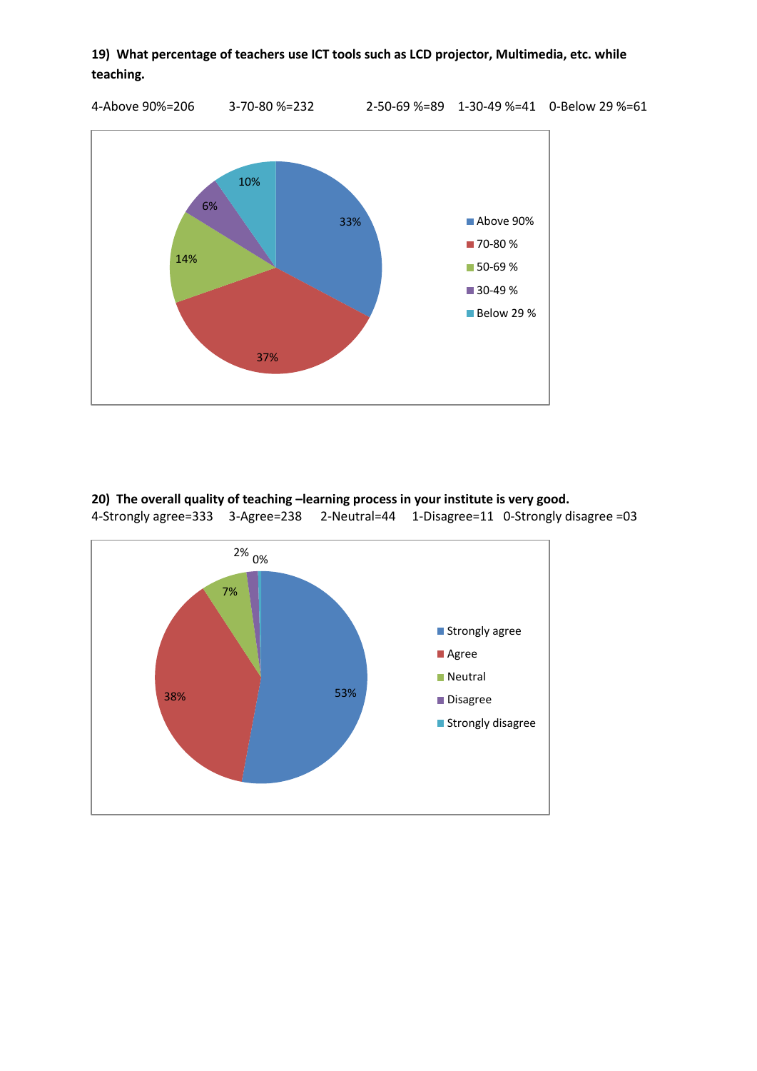**19) What percentage of teachers use ICT tools such as LCD projector, Multimedia, etc. while teaching.**

4-Above 90%=206    3-70-80 %=232    2-50-69 %=89    1-30-49 %=41    0-Below 29 %=61

33%
37%
14%
6%
10%

Above 90%
70-80 %
50-69 %
30-49 %
Below 29 %

**20) The overall quality of teaching –learning process in your institute is very good.**

4-Strongly agree=333    3-Agree=238    2-Neutral=44    1-Disagree=11    0-Strongly disagree =03

53%
38%
7%
2%
0%

Strongly agree
Agree
Neutral
Disagree
Strongly disagree